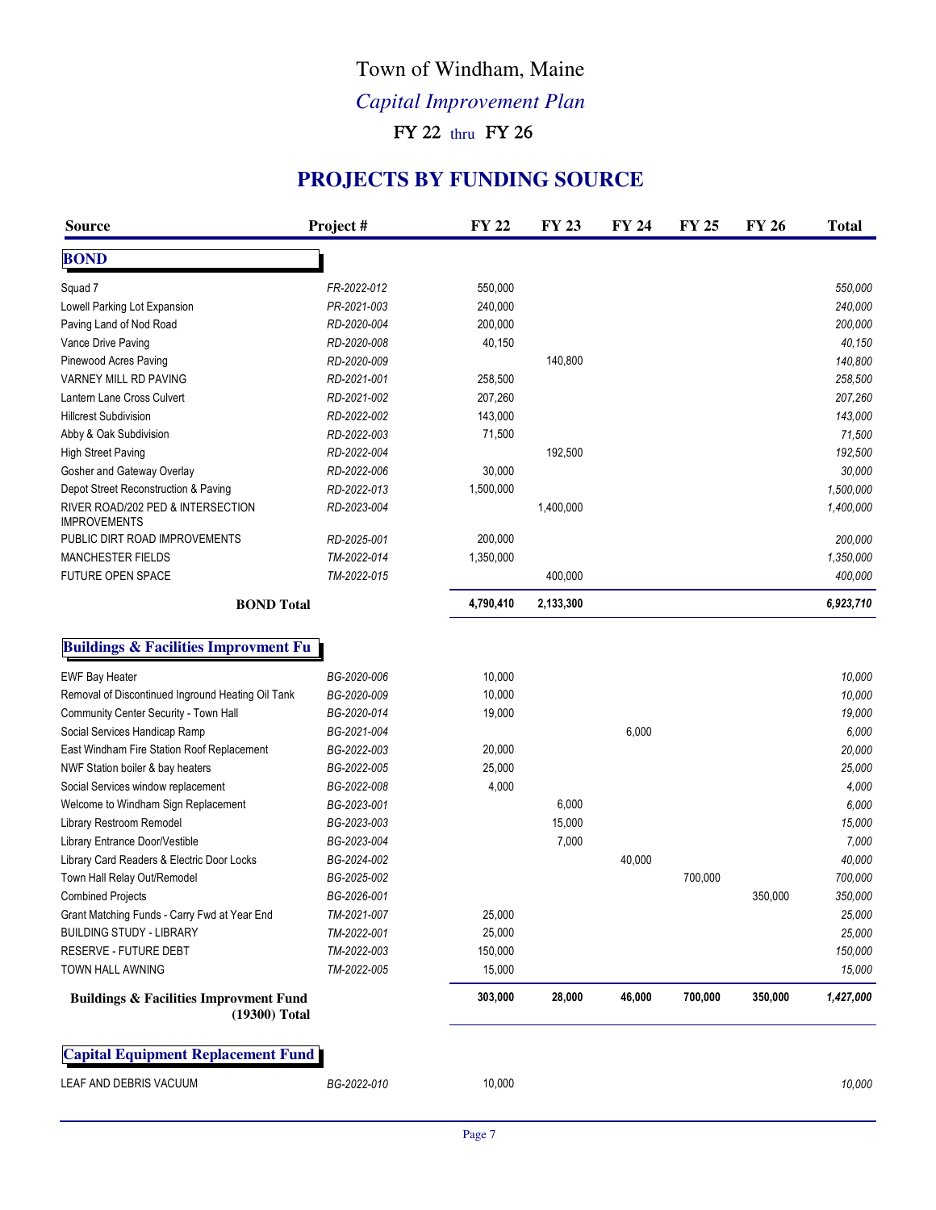# Town of Windham, Maine

## *Capital Improvement Plan*

### FY 22 thru FY 26

## PROJECTS BY FUNDING SOURCE

| Source | Project # | FY 22 | FY 23 | FY 24 | FY 25 | FY 26 | Total |
|---|---|---|---|---|---|---|---|
| **BOND** | | | | | | | |
| Squad 7 | FR-2022-012 | 550,000 | | | | | 550,000 |
| Lowell Parking Lot Expansion | PR-2021-003 | 240,000 | | | | | 240,000 |
| Paving Land of Nod Road | RD-2020-004 | 200,000 | | | | | 200,000 |
| Vance Drive Paving | RD-2020-008 | 40,150 | | | | | 40,150 |
| Pinewood Acres Paving | RD-2020-009 | | 140,800 | | | | 140,800 |
| VARNEY MILL RD PAVING | RD-2021-001 | 258,500 | | | | | 258,500 |
| Lantern Lane Cross Culvert | RD-2021-002 | 207,260 | | | | | 207,260 |
| Hillcrest Subdivision | RD-2022-002 | 143,000 | | | | | 143,000 |
| Abby & Oak Subdivision | RD-2022-003 | 71,500 | | | | | 71,500 |
| High Street Paving | RD-2022-004 | | 192,500 | | | | 192,500 |
| Gosher and Gateway Overlay | RD-2022-006 | 30,000 | | | | | 30,000 |
| Depot Street Reconstruction & Paving | RD-2022-013 | 1,500,000 | | | | | 1,500,000 |
| RIVER ROAD/202 PED & INTERSECTION IMPROVEMENTS | RD-2023-004 | | 1,400,000 | | | | 1,400,000 |
| PUBLIC DIRT ROAD IMPROVEMENTS | RD-2025-001 | 200,000 | | | | | 200,000 |
| MANCHESTER FIELDS | TM-2022-014 | 1,350,000 | | | | | 1,350,000 |
| FUTURE OPEN SPACE | TM-2022-015 | | 400,000 | | | | 400,000 |
| **BOND Total** | | **4,790,410** | **2,133,300** | | | | **6,923,710** |
| **Buildings & Facilities Improvment Fu** | | | | | | | |
| EWF Bay Heater | BG-2020-006 | 10,000 | | | | | 10,000 |
| Removal of Discontinued Inground Heating Oil Tank | BG-2020-009 | 10,000 | | | | | 10,000 |
| Community Center Security - Town Hall | BG-2020-014 | 19,000 | | | | | 19,000 |
| Social Services Handicap Ramp | BG-2021-004 | | | 6,000 | | | 6,000 |
| East Windham Fire Station Roof Replacement | BG-2022-003 | 20,000 | | | | | 20,000 |
| NWF Station boiler & bay heaters | BG-2022-005 | 25,000 | | | | | 25,000 |
| Social Services window replacement | BG-2022-008 | 4,000 | | | | | 4,000 |
| Welcome to Windham Sign Replacement | BG-2023-001 | | 6,000 | | | | 6,000 |
| Library Restroom Remodel | BG-2023-003 | | 15,000 | | | | 15,000 |
| Library Entrance Door/Vestible | BG-2023-004 | | 7,000 | | | | 7,000 |
| Library Card Readers & Electric Door Locks | BG-2024-002 | | | 40,000 | | | 40,000 |
| Town Hall Relay Out/Remodel | BG-2025-002 | | | | 700,000 | | 700,000 |
| Combined Projects | BG-2026-001 | | | | | 350,000 | 350,000 |
| Grant Matching Funds - Carry Fwd at Year End | TM-2021-007 | 25,000 | | | | | 25,000 |
| BUILDING STUDY - LIBRARY | TM-2022-001 | 25,000 | | | | | 25,000 |
| RESERVE - FUTURE DEBT | TM-2022-003 | 150,000 | | | | | 150,000 |
| TOWN HALL AWNING | TM-2022-005 | 15,000 | | | | | 15,000 |
| **Buildings & Facilities Improvment Fund (19300) Total** | | **303,000** | **28,000** | **46,000** | **700,000** | **350,000** | **1,427,000** |
| **Capital Equipment Replacement Fund** | | | | | | | |
| LEAF AND DEBRIS VACUUM | BG-2022-010 | 10,000 | | | | | 10,000 |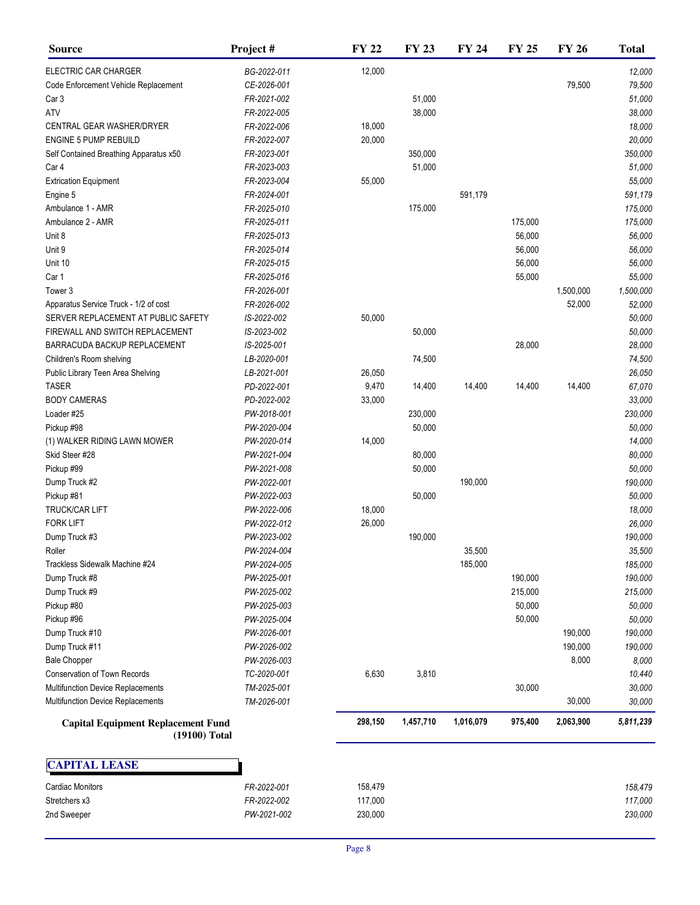| Source | Project # | FY 22 | FY 23 | FY 24 | FY 25 | FY 26 | Total |
|---|---|---|---|---|---|---|---|
| ELECTRIC CAR CHARGER | BG-2022-011 | 12,000 | | | | | 12,000 |
| Code Enforcement Vehicle Replacement | CE-2026-001 | | | | | 79,500 | 79,500 |
| Car 3 | FR-2021-002 | | 51,000 | | | | 51,000 |
| ATV | FR-2022-005 | | 38,000 | | | | 38,000 |
| CENTRAL GEAR WASHER/DRYER | FR-2022-006 | 18,000 | | | | | 18,000 |
| ENGINE 5 PUMP REBUILD | FR-2022-007 | 20,000 | | | | | 20,000 |
| Self Contained Breathing Apparatus x50 | FR-2023-001 | | 350,000 | | | | 350,000 |
| Car 4 | FR-2023-003 | | 51,000 | | | | 51,000 |
| Extrication Equipment | FR-2023-004 | 55,000 | | | | | 55,000 |
| Engine 5 | FR-2024-001 | | | 591,179 | | | 591,179 |
| Ambulance 1 - AMR | FR-2025-010 | | 175,000 | | | | 175,000 |
| Ambulance 2 - AMR | FR-2025-011 | | | | 175,000 | | 175,000 |
| Unit 8 | FR-2025-013 | | | | 56,000 | | 56,000 |
| Unit 9 | FR-2025-014 | | | | 56,000 | | 56,000 |
| Unit 10 | FR-2025-015 | | | | 56,000 | | 56,000 |
| Car 1 | FR-2025-016 | | | | 55,000 | | 55,000 |
| Tower 3 | FR-2026-001 | | | | | 1,500,000 | 1,500,000 |
| Apparatus Service Truck - 1/2 of cost | FR-2026-002 | | | | | 52,000 | 52,000 |
| SERVER REPLACEMENT AT PUBLIC SAFETY | IS-2022-002 | 50,000 | | | | | 50,000 |
| FIREWALL AND SWITCH REPLACEMENT | IS-2023-002 | | 50,000 | | | | 50,000 |
| BARRACUDA BACKUP REPLACEMENT | IS-2025-001 | | | | 28,000 | | 28,000 |
| Children's Room shelving | LB-2020-001 | | 74,500 | | | | 74,500 |
| Public Library Teen Area Shelving | LB-2021-001 | 26,050 | | | | | 26,050 |
| TASER | PD-2022-001 | 9,470 | 14,400 | 14,400 | 14,400 | 14,400 | 67,070 |
| BODY CAMERAS | PD-2022-002 | 33,000 | | | | | 33,000 |
| Loader #25 | PW-2018-001 | | 230,000 | | | | 230,000 |
| Pickup #98 | PW-2020-004 | | 50,000 | | | | 50,000 |
| (1) WALKER RIDING LAWN MOWER | PW-2020-014 | 14,000 | | | | | 14,000 |
| Skid Steer #28 | PW-2021-004 | | 80,000 | | | | 80,000 |
| Pickup #99 | PW-2021-008 | | 50,000 | | | | 50,000 |
| Dump Truck #2 | PW-2022-001 | | | 190,000 | | | 190,000 |
| Pickup #81 | PW-2022-003 | | 50,000 | | | | 50,000 |
| TRUCK/CAR LIFT | PW-2022-006 | 18,000 | | | | | 18,000 |
| FORK LIFT | PW-2022-012 | 26,000 | | | | | 26,000 |
| Dump Truck #3 | PW-2023-002 | | 190,000 | | | | 190,000 |
| Roller | PW-2024-004 | | | 35,500 | | | 35,500 |
| Trackless Sidewalk Machine #24 | PW-2024-005 | | | 185,000 | | | 185,000 |
| Dump Truck #8 | PW-2025-001 | | | | 190,000 | | 190,000 |
| Dump Truck #9 | PW-2025-002 | | | | 215,000 | | 215,000 |
| Pickup #80 | PW-2025-003 | | | | 50,000 | | 50,000 |
| Pickup #96 | PW-2025-004 | | | | 50,000 | | 50,000 |
| Dump Truck #10 | PW-2026-001 | | | | | 190,000 | 190,000 |
| Dump Truck #11 | PW-2026-002 | | | | | 190,000 | 190,000 |
| Bale Chopper | PW-2026-003 | | | | | 8,000 | 8,000 |
| Conservation of Town Records | TC-2020-001 | 6,630 | 3,810 | | | | 10,440 |
| Multifunction Device Replacements | TM-2025-001 | | | | 30,000 | | 30,000 |
| Multifunction Device Replacements | TM-2026-001 | | | | | 30,000 | 30,000 |
| **Capital Equipment Replacement Fund (19100) Total** | | **298,150** | **1,457,710** | **1,016,079** | **975,400** | **2,063,900** | **5,811,239** |

## CAPITAL LEASE

| Source | Project # | FY 22 | FY 23 | FY 24 | FY 25 | FY 26 | Total |
|---|---|---|---|---|---|---|---|
| Cardiac Monitors | FR-2022-001 | 158,479 | | | | | 158,479 |
| Stretchers x3 | FR-2022-002 | 117,000 | | | | | 117,000 |
| 2nd Sweeper | PW-2021-002 | 230,000 | | | | | 230,000 |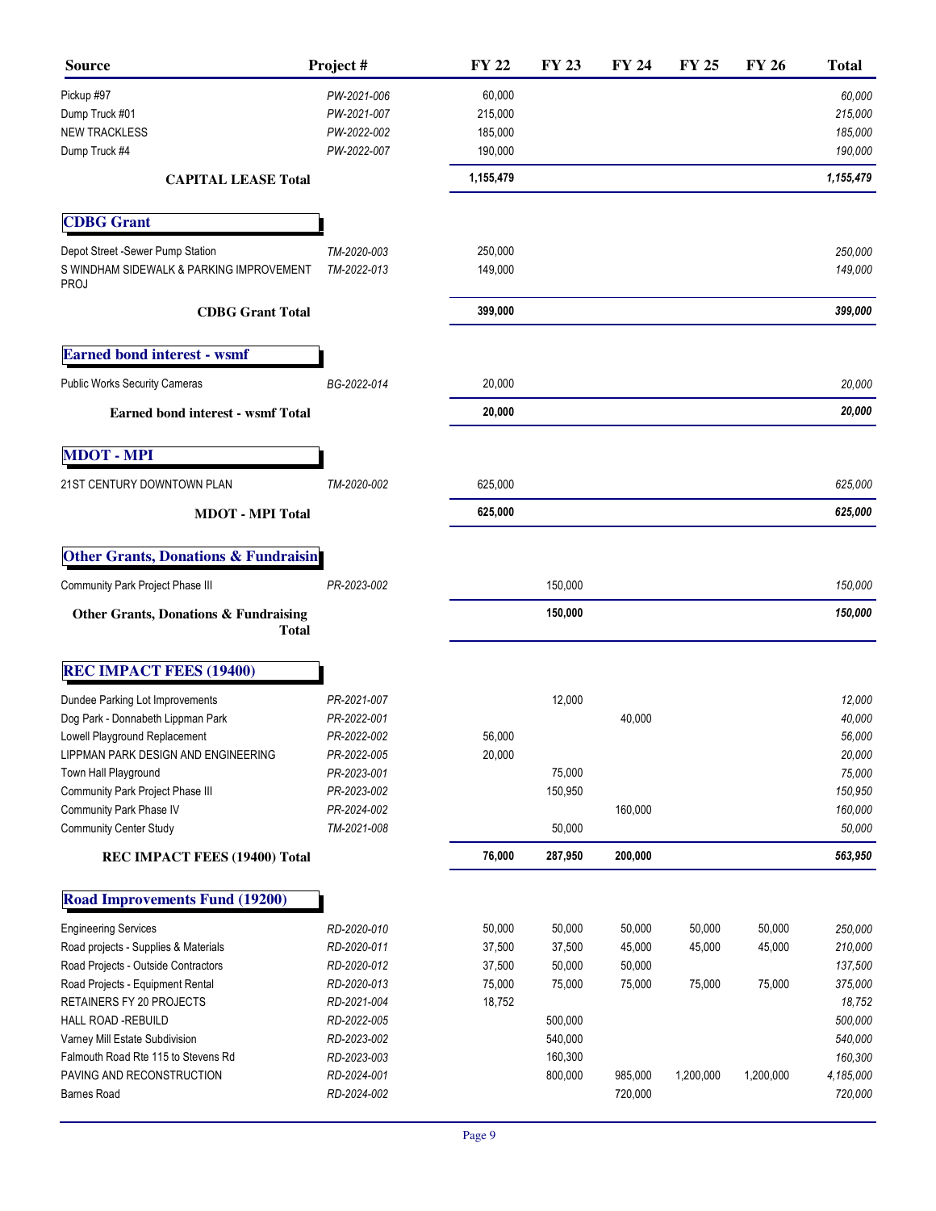| Source | Project # | FY 22 | FY 23 | FY 24 | FY 25 | FY 26 | Total |
|---|---|---|---|---|---|---|---|
| Pickup #97 | PW-2021-006 | 60,000 | | | | | 60,000 |
| Dump Truck #01 | PW-2021-007 | 215,000 | | | | | 215,000 |
| NEW TRACKLESS | PW-2022-002 | 185,000 | | | | | 185,000 |
| Dump Truck #4 | PW-2022-007 | 190,000 | | | | | 190,000 |
| **CAPITAL LEASE Total** | | **1,155,479** | | | | | **1,155,479** |
| **CDBG Grant** | | | | | | | |
| Depot Street -Sewer Pump Station | TM-2020-003 | 250,000 | | | | | 250,000 |
| S WINDHAM SIDEWALK & PARKING IMPROVEMENT PROJ | TM-2022-013 | 149,000 | | | | | 149,000 |
| **CDBG Grant Total** | | **399,000** | | | | | **399,000** |
| **Earned bond interest - wsmf** | | | | | | | |
| Public Works Security Cameras | BG-2022-014 | 20,000 | | | | | 20,000 |
| **Earned bond interest - wsmf Total** | | **20,000** | | | | | **20,000** |
| **MDOT - MPI** | | | | | | | |
| 21ST CENTURY DOWNTOWN PLAN | TM-2020-002 | 625,000 | | | | | 625,000 |
| **MDOT - MPI Total** | | **625,000** | | | | | **625,000** |
| **Other Grants, Donations & Fundraisin** | | | | | | | |
| Community Park Project Phase III | PR-2023-002 | | 150,000 | | | | 150,000 |
| **Other Grants, Donations & Fundraising Total** | | | **150,000** | | | | **150,000** |
| **REC IMPACT FEES (19400)** | | | | | | | |
| Dundee Parking Lot Improvements | PR-2021-007 | | 12,000 | | | | 12,000 |
| Dog Park - Donnabeth Lippman Park | PR-2022-001 | | | 40,000 | | | 40,000 |
| Lowell Playground Replacement | PR-2022-002 | 56,000 | | | | | 56,000 |
| LIPPMAN PARK DESIGN AND ENGINEERING | PR-2022-005 | 20,000 | | | | | 20,000 |
| Town Hall Playground | PR-2023-001 | | 75,000 | | | | 75,000 |
| Community Park Project Phase III | PR-2023-002 | | 150,950 | | | | 150,950 |
| Community Park Phase IV | PR-2024-002 | | | 160,000 | | | 160,000 |
| Community Center Study | TM-2021-008 | | 50,000 | | | | 50,000 |
| **REC IMPACT FEES (19400) Total** | | **76,000** | **287,950** | **200,000** | | | **563,950** |
| **Road Improvements Fund (19200)** | | | | | | | |
| Engineering Services | RD-2020-010 | 50,000 | 50,000 | 50,000 | 50,000 | 50,000 | 250,000 |
| Road projects - Supplies & Materials | RD-2020-011 | 37,500 | 37,500 | 45,000 | 45,000 | 45,000 | 210,000 |
| Road Projects - Outside Contractors | RD-2020-012 | 37,500 | 50,000 | 50,000 | | | 137,500 |
| Road Projects - Equipment Rental | RD-2020-013 | 75,000 | 75,000 | 75,000 | 75,000 | 75,000 | 375,000 |
| RETAINERS FY 20 PROJECTS | RD-2021-004 | 18,752 | | | | | 18,752 |
| HALL ROAD -REBUILD | RD-2022-005 | | 500,000 | | | | 500,000 |
| Varney Mill Estate Subdivision | RD-2023-002 | | 540,000 | | | | 540,000 |
| Falmouth Road Rte 115 to Stevens Rd | RD-2023-003 | | 160,300 | | | | 160,300 |
| PAVING AND RECONSTRUCTION | RD-2024-001 | | 800,000 | 985,000 | 1,200,000 | 1,200,000 | 4,185,000 |
| Barnes Road | RD-2024-002 | | | 720,000 | | | 720,000 |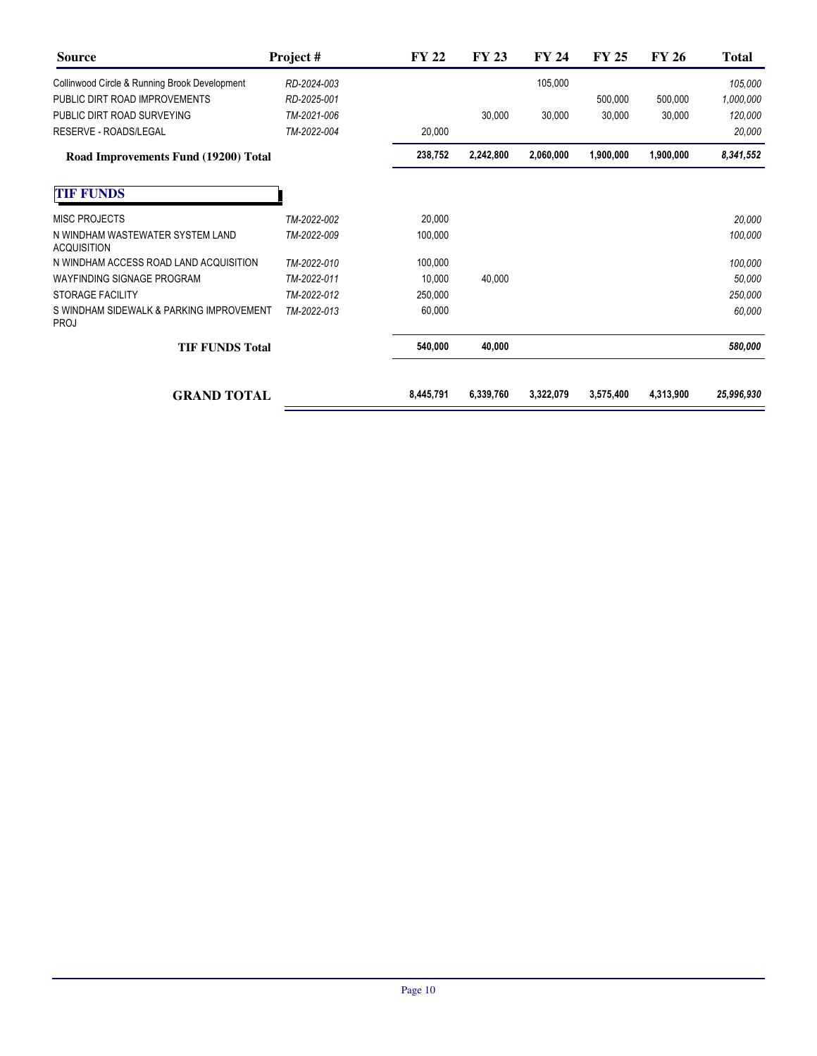| Source | Project # | FY 22 | FY 23 | FY 24 | FY 25 | FY 26 | Total |
|---|---|---|---|---|---|---|---|
| Collinwood Circle & Running Brook Development | *RD-2024-003* | | | 105,000 | | | *105,000* |
| PUBLIC DIRT ROAD IMPROVEMENTS | *RD-2025-001* | | | | 500,000 | 500,000 | *1,000,000* |
| PUBLIC DIRT ROAD SURVEYING | *TM-2021-006* | | 30,000 | 30,000 | 30,000 | 30,000 | *120,000* |
| RESERVE - ROADS/LEGAL | *TM-2022-004* | 20,000 | | | | | *20,000* |
| **Road Improvements Fund (19200) Total** | | **238,752** | **2,242,800** | **2,060,000** | **1,900,000** | **1,900,000** | ***8,341,552*** |
| **TIF FUNDS** | | | | | | | |
| MISC PROJECTS | *TM-2022-002* | 20,000 | | | | | *20,000* |
| N WINDHAM WASTEWATER SYSTEM LAND ACQUISITION | *TM-2022-009* | 100,000 | | | | | *100,000* |
| N WINDHAM ACCESS ROAD LAND ACQUISITION | *TM-2022-010* | 100,000 | | | | | *100,000* |
| WAYFINDING SIGNAGE PROGRAM | *TM-2022-011* | 10,000 | 40,000 | | | | *50,000* |
| STORAGE FACILITY | *TM-2022-012* | 250,000 | | | | | *250,000* |
| S WINDHAM SIDEWALK & PARKING IMPROVEMENT PROJ | *TM-2022-013* | 60,000 | | | | | *60,000* |
| **TIF FUNDS Total** | | **540,000** | **40,000** | | | | ***580,000*** |
| **GRAND TOTAL** | | **8,445,791** | **6,339,760** | **3,322,079** | **3,575,400** | **4,313,900** | ***25,996,930*** |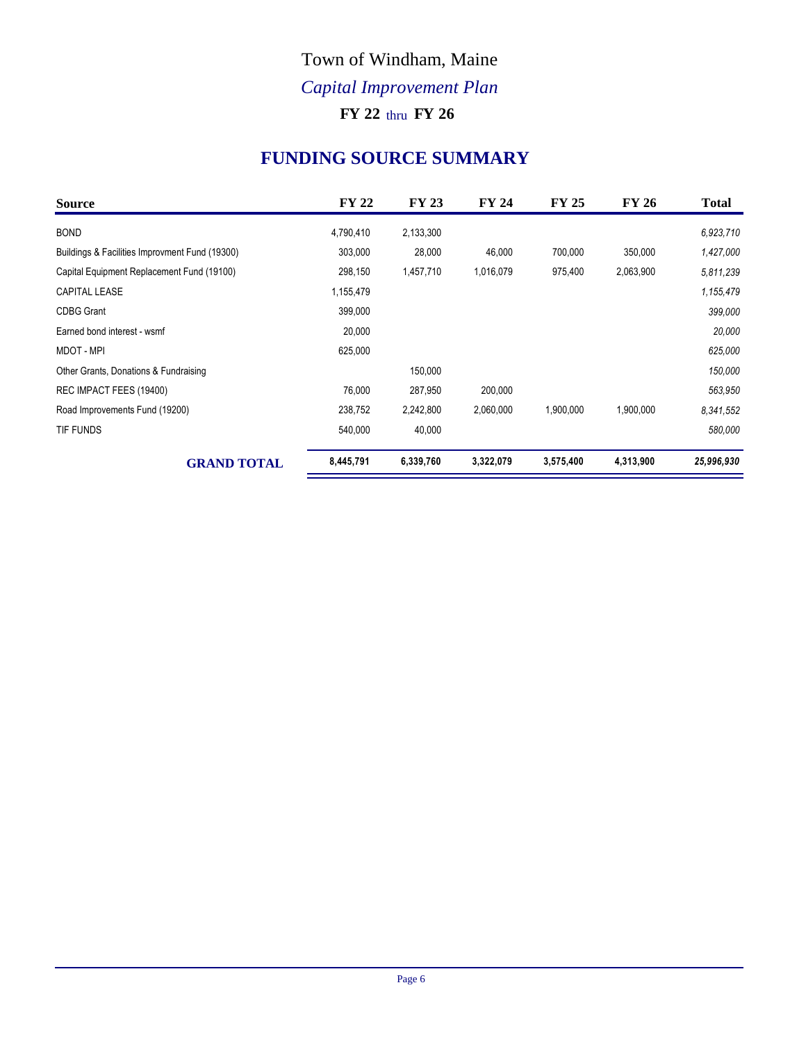# Town of Windham, Maine

*Capital Improvement Plan*

**FY 22** thru **FY 26**

## FUNDING SOURCE SUMMARY

| Source | FY 22 | FY 23 | FY 24 | FY 25 | FY 26 | Total |
|---|---|---|---|---|---|---|
| BOND | 4,790,410 | 2,133,300 | | | | *6,923,710* |
| Buildings & Facilities Improvment Fund (19300) | 303,000 | 28,000 | 46,000 | 700,000 | 350,000 | *1,427,000* |
| Capital Equipment Replacement Fund (19100) | 298,150 | 1,457,710 | 1,016,079 | 975,400 | 2,063,900 | *5,811,239* |
| CAPITAL LEASE | 1,155,479 | | | | | *1,155,479* |
| CDBG Grant | 399,000 | | | | | *399,000* |
| Earned bond interest - wsmf | 20,000 | | | | | *20,000* |
| MDOT - MPI | 625,000 | | | | | *625,000* |
| Other Grants, Donations & Fundraising | | 150,000 | | | | *150,000* |
| REC IMPACT FEES (19400) | 76,000 | 287,950 | 200,000 | | | *563,950* |
| Road Improvements Fund (19200) | 238,752 | 2,242,800 | 2,060,000 | 1,900,000 | 1,900,000 | *8,341,552* |
| TIF FUNDS | 540,000 | 40,000 | | | | *580,000* |
| **GRAND TOTAL** | **8,445,791** | **6,339,760** | **3,322,079** | **3,575,400** | **4,313,900** | ***25,996,930*** |